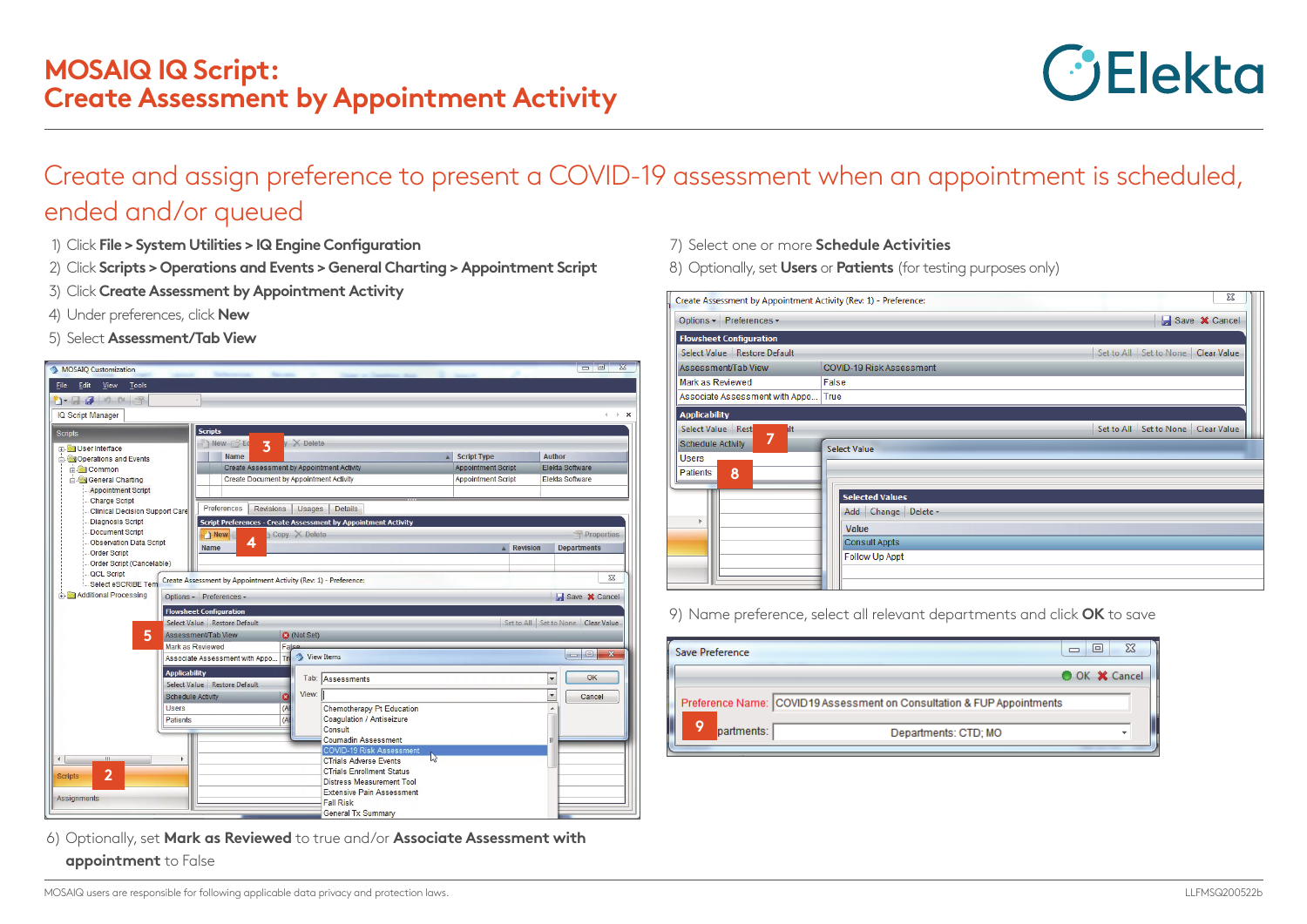# MOSAIQ IQ Script:
# Create Assessment by Appointment Activity

## Create and assign preference to present a COVID-19 assessment when an appointment is scheduled, ended and/or queued

1) Click **File > System Utilities > IQ Engine Configuration**
2) Click **Scripts > Operations and Events > General Charting > Appointment Script**
3) Click **Create Assessment by Appointment Activity**
4) Under preferences, click **New**
5) Select **Assessment/Tab View**

6) Optionally, set **Mark as Reviewed** to true and/or **Associate Assessment with appointment** to False

7) Select one or more **Schedule Activities**
8) Optionally, set **Users** or **Patients** (for testing purposes only)

9) Name preference, select all relevant departments and click **OK** to save

MOSAIQ users are responsible for following applicable data privacy and protection laws.

LLFMSQ200522b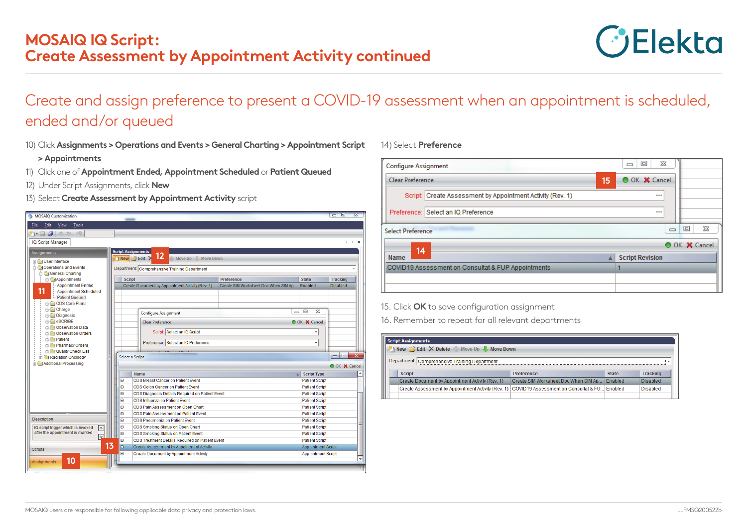# MOSAIQ IQ Script:
# Create Assessment by Appointment Activity continued

## Create and assign preference to present a COVID-19 assessment when an appointment is scheduled, ended and/or queued

10) Click **Assignments > Operations and Events > General Charting > Appointment Script > Appointments**

11) Click one of **Appointment Ended, Appointment Scheduled** or **Patient Queued**

12) Under Script Assignments, click **New**

13) Select **Create Assessment by Appointment Activity** script

14) Select **Preference**

15. Click **OK** to save configuration assignment

16. Remember to repeat for all relevant departments

MOSAIQ users are responsible for following applicable data privacy and protection laws.

LLFMSQ200522b